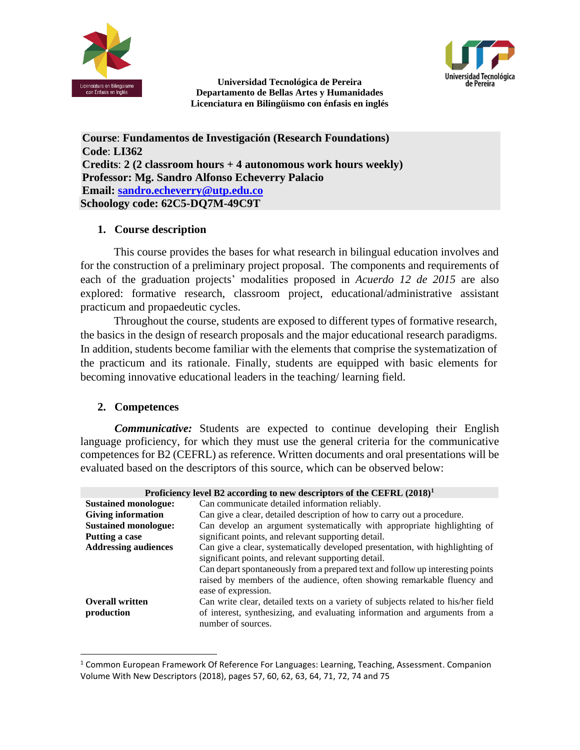**Universidad Tecnológica de Pereira**
**Departamento de Bellas Artes y Humanidades**
**Licenciatura en Bilingüismo con énfasis en inglés**

**Course**: **Fundamentos de Investigación (Research Foundations)**
**Code**: **LI362**
**Credits**: **2 (2 classroom hours + 4 autonomous work hours weekly)**
**Professor: Mg. Sandro Alfonso Echeverry Palacio**
**Email: sandro.echeverry@utp.edu.co**
**Schoology code: 62C5-DQ7M-49C9T**

## 1. Course description

This course provides the bases for what research in bilingual education involves and for the construction of a preliminary project proposal. The components and requirements of each of the graduation projects' modalities proposed in *Acuerdo 12 de 2015* are also explored: formative research, classroom project, educational/administrative assistant practicum and propaedeutic cycles.

Throughout the course, students are exposed to different types of formative research, the basics in the design of research proposals and the major educational research paradigms. In addition, students become familiar with the elements that comprise the systematization of the practicum and its rationale. Finally, students are equipped with basic elements for becoming innovative educational leaders in the teaching/ learning field.

## 2. Competences

***Communicative:*** Students are expected to continue developing their English language proficiency, for which they must use the general criteria for the communicative competences for B2 (CEFRL) as reference. Written documents and oral presentations will be evaluated based on the descriptors of this source, which can be observed below:

| Proficiency level B2 according to new descriptors of the CEFRL (2018)[1] | |
|---|---|
| **Sustained monologue: Giving information** | Can communicate detailed information reliably. Can give a clear, detailed description of how to carry out a procedure. |
| **Sustained monologue: Putting a case** | Can develop an argument systematically with appropriate highlighting of significant points, and relevant supporting detail. |
| **Addressing audiences** | Can give a clear, systematically developed presentation, with highlighting of significant points, and relevant supporting detail. Can depart spontaneously from a prepared text and follow up interesting points raised by members of the audience, often showing remarkable fluency and ease of expression. |
| **Overall written production** | Can write clear, detailed texts on a variety of subjects related to his/her field of interest, synthesizing, and evaluating information and arguments from a number of sources. |

[1] Common European Framework Of Reference For Languages: Learning, Teaching, Assessment. Companion Volume With New Descriptors (2018), pages 57, 60, 62, 63, 64, 71, 72, 74 and 75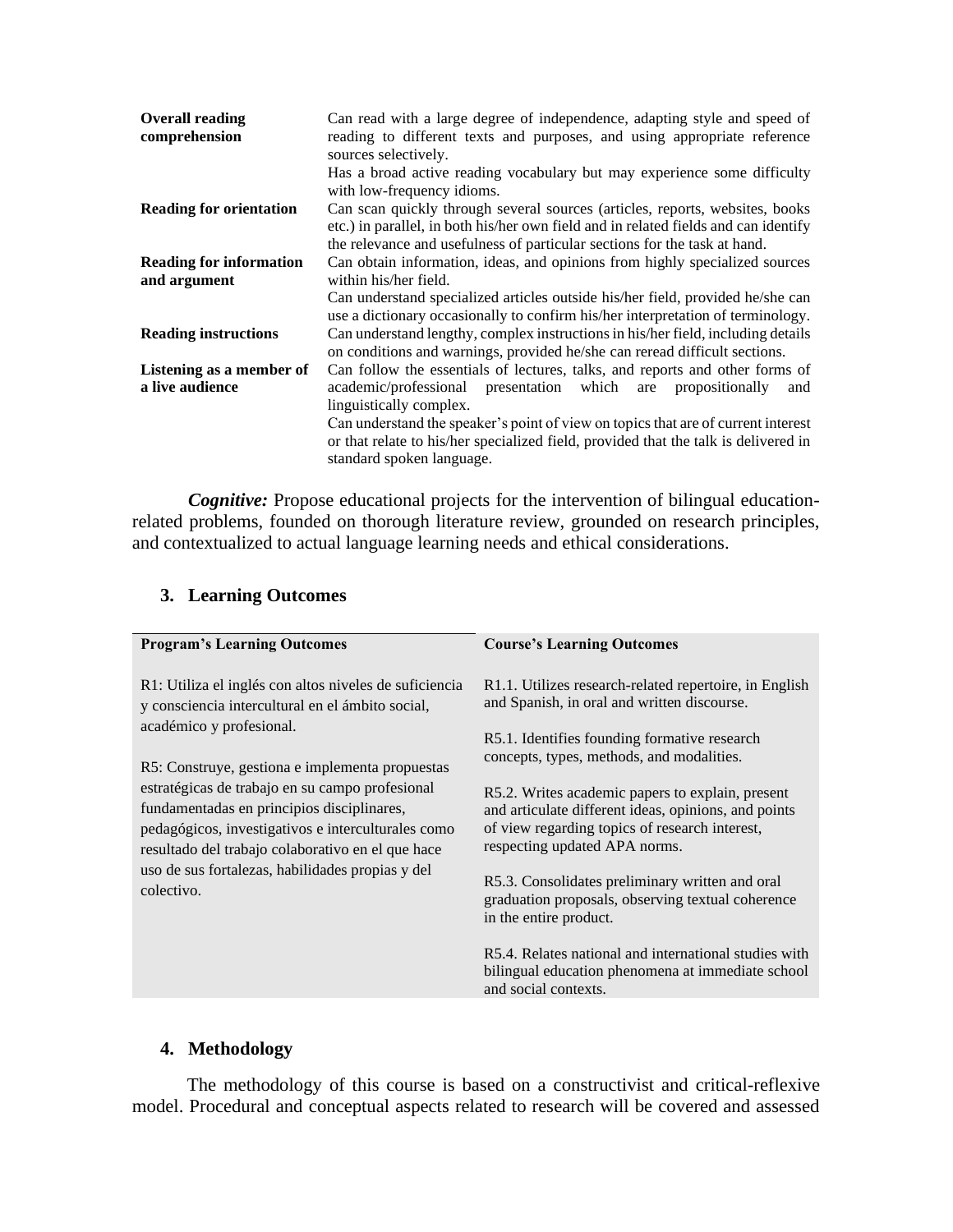| | |
|---|---|
| **Overall reading comprehension** | Can read with a large degree of independence, adapting style and speed of reading to different texts and purposes, and using appropriate reference sources selectively.<br>Has a broad active reading vocabulary but may experience some difficulty with low-frequency idioms. |
| **Reading for orientation** | Can scan quickly through several sources (articles, reports, websites, books etc.) in parallel, in both his/her own field and in related fields and can identify the relevance and usefulness of particular sections for the task at hand. |
| **Reading for information and argument** | Can obtain information, ideas, and opinions from highly specialized sources within his/her field.<br>Can understand specialized articles outside his/her field, provided he/she can use a dictionary occasionally to confirm his/her interpretation of terminology. |
| **Reading instructions** | Can understand lengthy, complex instructions in his/her field, including details on conditions and warnings, provided he/she can reread difficult sections. |
| **Listening as a member of a live audience** | Can follow the essentials of lectures, talks, and reports and other forms of academic/professional presentation which are propositionally and linguistically complex.<br>Can understand the speaker's point of view on topics that are of current interest or that relate to his/her specialized field, provided that the talk is delivered in standard spoken language. |

***Cognitive:*** Propose educational projects for the intervention of bilingual education-related problems, founded on thorough literature review, grounded on research principles, and contextualized to actual language learning needs and ethical considerations.

## 3. Learning Outcomes

| **Program's Learning Outcomes** | **Course's Learning Outcomes** |
|---|---|
| R1: Utiliza el inglés con altos niveles de suficiencia y consciencia intercultural en el ámbito social, académico y profesional.<br><br>R5: Construye, gestiona e implementa propuestas estratégicas de trabajo en su campo profesional fundamentadas en principios disciplinares, pedagógicos, investigativos e interculturales como resultado del trabajo colaborativo en el que hace uso de sus fortalezas, habilidades propias y del colectivo. | R1.1. Utilizes research-related repertoire, in English and Spanish, in oral and written discourse.<br><br>R5.1. Identifies founding formative research concepts, types, methods, and modalities.<br><br>R5.2. Writes academic papers to explain, present and articulate different ideas, opinions, and points of view regarding topics of research interest, respecting updated APA norms.<br><br>R5.3. Consolidates preliminary written and oral graduation proposals, observing textual coherence in the entire product.<br><br>R5.4. Relates national and international studies with bilingual education phenomena at immediate school and social contexts. |

## 4. Methodology

The methodology of this course is based on a constructivist and critical-reflexive model. Procedural and conceptual aspects related to research will be covered and assessed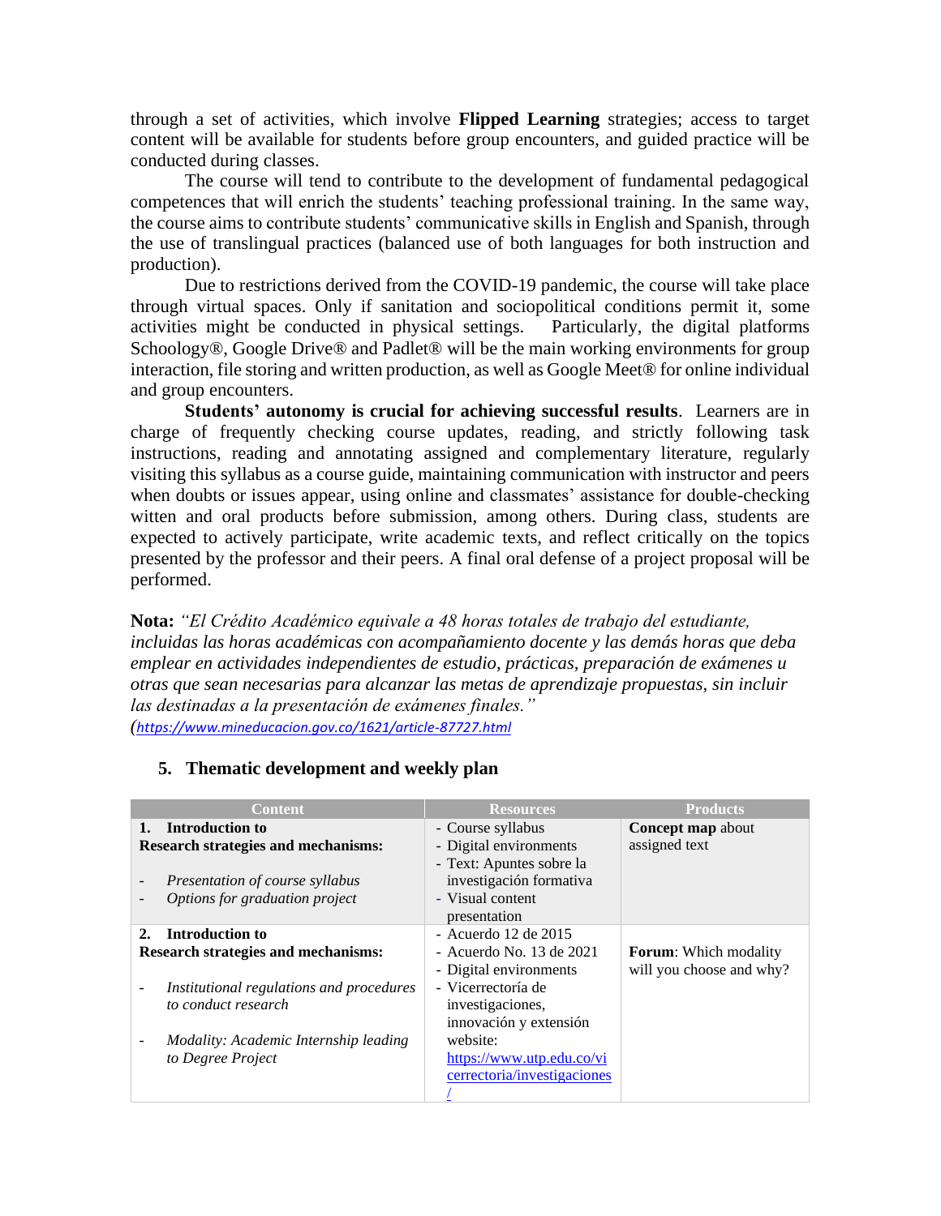through a set of activities, which involve **Flipped Learning** strategies; access to target content will be available for students before group encounters, and guided practice will be conducted during classes.

The course will tend to contribute to the development of fundamental pedagogical competences that will enrich the students' teaching professional training. In the same way, the course aims to contribute students' communicative skills in English and Spanish, through the use of translingual practices (balanced use of both languages for both instruction and production).

Due to restrictions derived from the COVID-19 pandemic, the course will take place through virtual spaces. Only if sanitation and sociopolitical conditions permit it, some activities might be conducted in physical settings. Particularly, the digital platforms Schoology®, Google Drive® and Padlet® will be the main working environments for group interaction, file storing and written production, as well as Google Meet® for online individual and group encounters.

**Students' autonomy is crucial for achieving successful results**. Learners are in charge of frequently checking course updates, reading, and strictly following task instructions, reading and annotating assigned and complementary literature, regularly visiting this syllabus as a course guide, maintaining communication with instructor and peers when doubts or issues appear, using online and classmates' assistance for double-checking witten and oral products before submission, among others. During class, students are expected to actively participate, write academic texts, and reflect critically on the topics presented by the professor and their peers. A final oral defense of a project proposal will be performed.

**Nota:** *"El Crédito Académico equivale a 48 horas totales de trabajo del estudiante, incluidas las horas académicas con acompañamiento docente y las demás horas que deba emplear en actividades independientes de estudio, prácticas, preparación de exámenes u otras que sean necesarias para alcanzar las metas de aprendizaje propuestas, sin incluir las destinadas a la presentación de exámenes finales."*
(https://www.mineducacion.gov.co/1621/article-87727.html

## 5. Thematic development and weekly plan

| Content | Resources | Products |
|---|---|---|
| **1. Introduction to Research strategies and mechanisms:**<br>- *Presentation of course syllabus*<br>- *Options for graduation project* | - Course syllabus<br>- Digital environments<br>- Text: Apuntes sobre la investigación formativa<br>- Visual content presentation | **Concept map** about assigned text |
| **2. Introduction to Research strategies and mechanisms:**<br>- *Institutional regulations and procedures to conduct research*<br>- *Modality: Academic Internship leading to Degree Project* | - Acuerdo 12 de 2015<br>- Acuerdo No. 13 de 2021<br>- Digital environments<br>- Vicerrectoría de investigaciones, innovación y extensión website: https://www.utp.edu.co/vicerrectoria/investigaciones/ | **Forum**: Which modality will you choose and why? |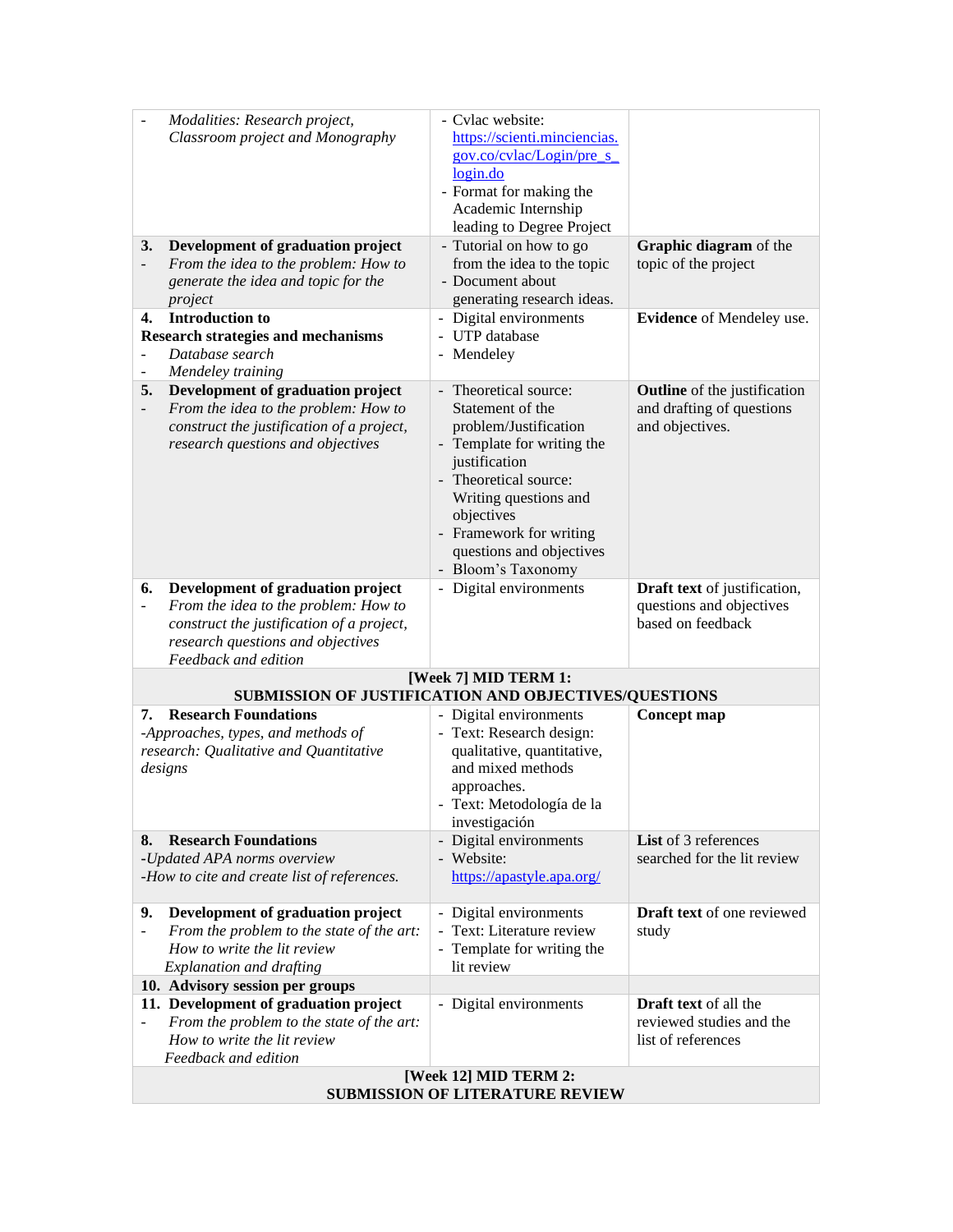| | | |
|---|---|---|
| - *Modalities: Research project, Classroom project and Monography* | - Cvlac website: https://scienti.minciencias.gov.co/cvlac/Login/pre_s_login.do<br>- Format for making the Academic Internship leading to Degree Project | |
| **3. Development of graduation project**<br>- *From the idea to the problem: How to generate the idea and topic for the project* | - Tutorial on how to go from the idea to the topic<br>- Document about generating research ideas. | **Graphic diagram** of the topic of the project |
| **4. Introduction to Research strategies and mechanisms**<br>- *Database search*<br>- *Mendeley training* | - Digital environments<br>- UTP database<br>- Mendeley | **Evidence** of Mendeley use. |
| **5. Development of graduation project**<br>- *From the idea to the problem: How to construct the justification of a project, research questions and objectives* | - Theoretical source: Statement of the problem/Justification<br>- Template for writing the justification<br>- Theoretical source: Writing questions and objectives<br>- Framework for writing questions and objectives<br>- Bloom's Taxonomy | **Outline** of the justification and drafting of questions and objectives. |
| **6. Development of graduation project**<br>- *From the idea to the problem: How to construct the justification of a project, research questions and objectives*<br>*Feedback and edition* | - Digital environments | **Draft text** of justification, questions and objectives based on feedback |
| **[Week 7] MID TERM 1: SUBMISSION OF JUSTIFICATION AND OBJECTIVES/QUESTIONS** | | |
| **7. Research Foundations**<br>*-Approaches, types, and methods of research: Qualitative and Quantitative designs* | - Digital environments<br>- Text: Research design: qualitative, quantitative, and mixed methods approaches.<br>- Text: Metodología de la investigación | **Concept map** |
| **8. Research Foundations**<br>*-Updated APA norms overview*<br>*-How to cite and create list of references.* | - Digital environments<br>- Website: https://apastyle.apa.org/ | **List** of 3 references searched for the lit review |
| **9. Development of graduation project**<br>- *From the problem to the state of the art: How to write the lit review*<br>*Explanation and drafting* | - Digital environments<br>- Text: Literature review<br>- Template for writing the lit review | **Draft text** of one reviewed study |
| **10. Advisory session per groups** | | |
| **11. Development of graduation project**<br>- *From the problem to the state of the art: How to write the lit review*<br>*Feedback and edition* | - Digital environments | **Draft text** of all the reviewed studies and the list of references |
| **[Week 12] MID TERM 2: SUBMISSION OF LITERATURE REVIEW** | | |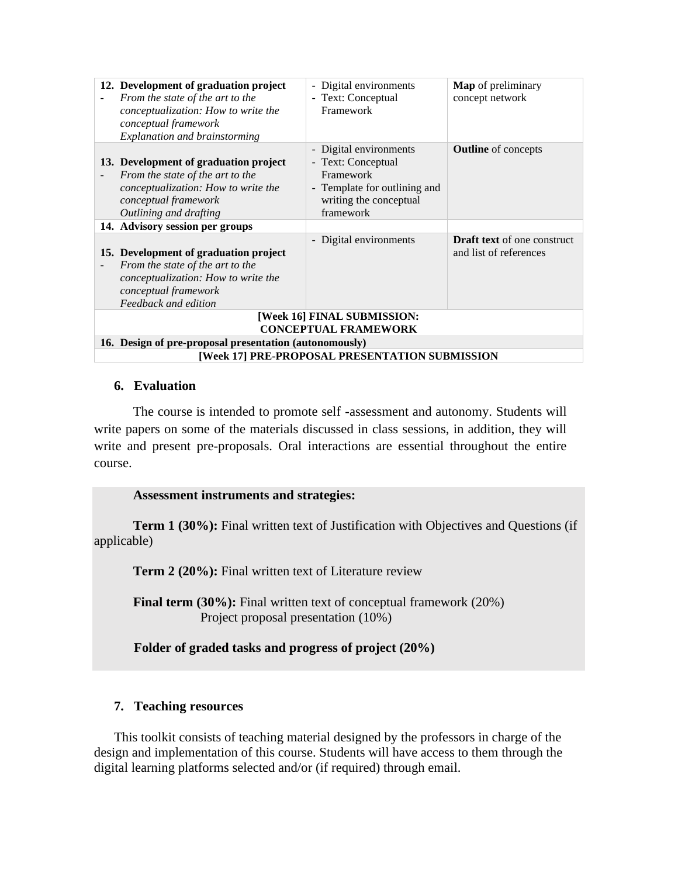| | | |
|---|---|---|
| **12. Development of graduation project**<br>- *From the state of the art to the conceptualization: How to write the conceptual framework*<br>*Explanation and brainstorming* | - Digital environments<br>- Text: Conceptual Framework | **Map** of preliminary concept network |
| **13. Development of graduation project**<br>- *From the state of the art to the conceptualization: How to write the conceptual framework*<br>*Outlining and drafting* | - Digital environments<br>- Text: Conceptual Framework<br>- Template for outlining and writing the conceptual framework | **Outline** of concepts |
| **14. Advisory session per groups** | | |
| **15. Development of graduation project**<br>- *From the state of the art to the conceptualization: How to write the conceptual framework*<br>*Feedback and edition* | - Digital environments | **Draft text** of one construct and list of references |
| **[Week 16] FINAL SUBMISSION: CONCEPTUAL FRAMEWORK** | | |
| **16. Design of pre-proposal presentation (autonomously)** | | |
| **[Week 17] PRE-PROPOSAL PRESENTATION SUBMISSION** | | |

## 6. Evaluation

The course is intended to promote self -assessment and autonomy. Students will write papers on some of the materials discussed in class sessions, in addition, they will write and present pre-proposals. Oral interactions are essential throughout the entire course.

**Assessment instruments and strategies:**

**Term 1 (30%):** Final written text of Justification with Objectives and Questions (if applicable)

**Term 2 (20%):** Final written text of Literature review

**Final term (30%):** Final written text of conceptual framework (20%)
Project proposal presentation (10%)

**Folder of graded tasks and progress of project (20%)**

## 7. Teaching resources

This toolkit consists of teaching material designed by the professors in charge of the design and implementation of this course. Students will have access to them through the digital learning platforms selected and/or (if required) through email.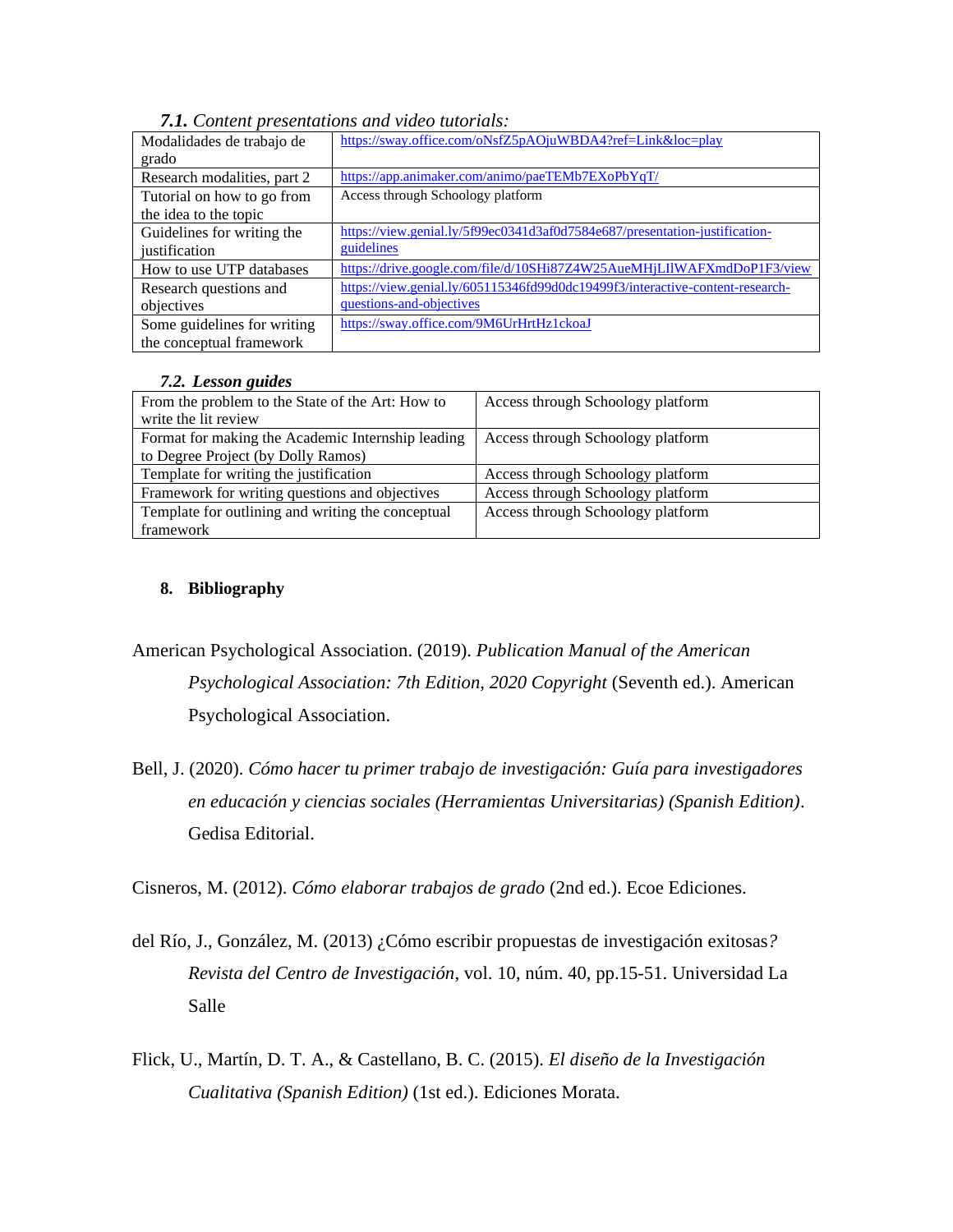***7.1.*** *Content presentations and video tutorials:*

| | |
|---|---|
| Modalidades de trabajo de grado | https://sway.office.com/oNsfZ5pAOjuWBDA4?ref=Link&loc=play |
| Research modalities, part 2 | https://app.animaker.com/animo/paeTEMb7EXoPbYqT/ |
| Tutorial on how to go from the idea to the topic | Access through Schoology platform |
| Guidelines for writing the justification | https://view.genial.ly/5f99ec0341d3af0d7584e687/presentation-justification-guidelines |
| How to use UTP databases | https://drive.google.com/file/d/10SHi87Z4W25AueMHjLIlWAFXmdDoP1F3/view |
| Research questions and objectives | https://view.genial.ly/605115346fd99d0dc19499f3/interactive-content-research-questions-and-objectives |
| Some guidelines for writing the conceptual framework | https://sway.office.com/9M6UrHrtHz1ckoaJ |

***7.2. Lesson guides***

| | |
|---|---|
| From the problem to the State of the Art: How to write the lit review | Access through Schoology platform |
| Format for making the Academic Internship leading to Degree Project (by Dolly Ramos) | Access through Schoology platform |
| Template for writing the justification | Access through Schoology platform |
| Framework for writing questions and objectives | Access through Schoology platform |
| Template for outlining and writing the conceptual framework | Access through Schoology platform |

## 8. Bibliography

American Psychological Association. (2019). *Publication Manual of the American Psychological Association: 7th Edition, 2020 Copyright* (Seventh ed.). American Psychological Association.

Bell, J. (2020). *Cómo hacer tu primer trabajo de investigación: Guía para investigadores en educación y ciencias sociales (Herramientas Universitarias) (Spanish Edition)*. Gedisa Editorial.

Cisneros, M. (2012). *Cómo elaborar trabajos de grado* (2nd ed.). Ecoe Ediciones.

del Río, J., González, M. (2013) ¿Cómo escribir propuestas de investigación exitosas*?* *Revista del Centro de Investigación*, vol. 10, núm. 40, pp.15-51. Universidad La Salle

Flick, U., Martín, D. T. A., & Castellano, B. C. (2015). *El diseño de la Investigación Cualitativa (Spanish Edition)* (1st ed.). Ediciones Morata.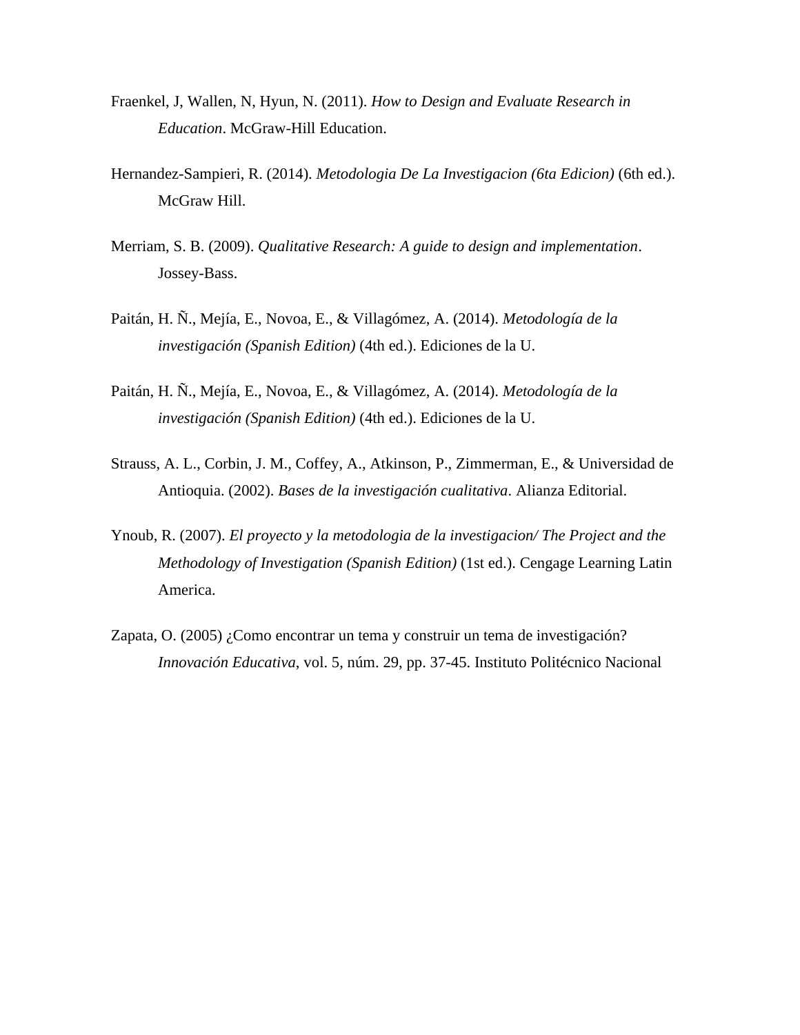Fraenkel, J, Wallen, N, Hyun, N. (2011). *How to Design and Evaluate Research in Education*. McGraw-Hill Education.

Hernandez-Sampieri, R. (2014). *Metodologia De La Investigacion (6ta Edicion)* (6th ed.). McGraw Hill.

Merriam, S. B. (2009). *Qualitative Research: A guide to design and implementation*. Jossey-Bass.

Paitán, H. Ñ., Mejía, E., Novoa, E., & Villagómez, A. (2014). *Metodología de la investigación (Spanish Edition)* (4th ed.). Ediciones de la U.

Paitán, H. Ñ., Mejía, E., Novoa, E., & Villagómez, A. (2014). *Metodología de la investigación (Spanish Edition)* (4th ed.). Ediciones de la U.

Strauss, A. L., Corbin, J. M., Coffey, A., Atkinson, P., Zimmerman, E., & Universidad de Antioquia. (2002). *Bases de la investigación cualitativa*. Alianza Editorial.

Ynoub, R. (2007). *El proyecto y la metodologia de la investigacion/ The Project and the Methodology of Investigation (Spanish Edition)* (1st ed.). Cengage Learning Latin America.

Zapata, O. (2005) ¿Como encontrar un tema y construir un tema de investigación? *Innovación Educativa*, vol. 5, núm. 29, pp. 37-45. Instituto Politécnico Nacional